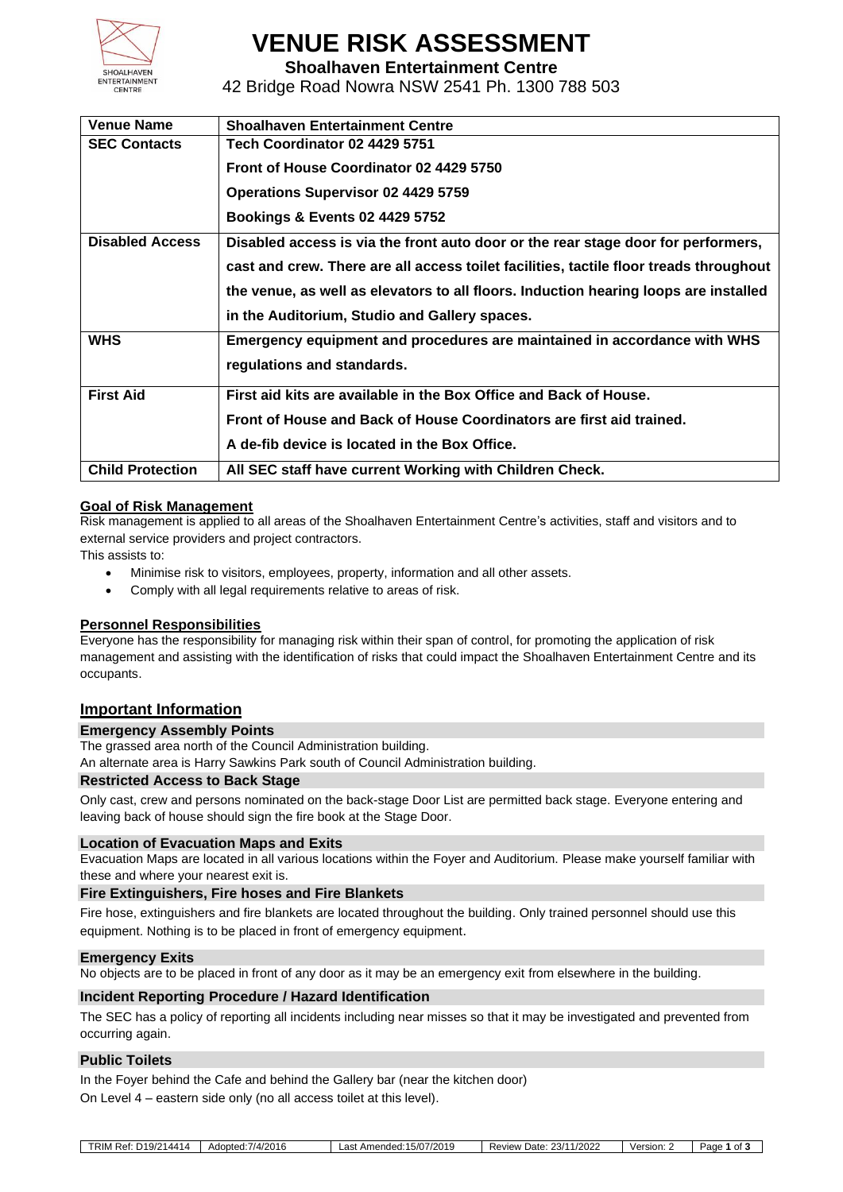# VENUE RISK ASSESSMENT

**Shoalhaven Entertainment Centre**

42 Bridge Road Nowra NSW 2541 Ph. 1300 788 503

| **Venue Name** | **Shoalhaven Entertainment Centre** |
|---|---|
| **SEC Contacts** | **Tech Coordinator 02 4429 5751**<br>**Front of House Coordinator 02 4429 5750**<br>**Operations Supervisor 02 4429 5759**<br>**Bookings & Events 02 4429 5752** |
| **Disabled Access** | **Disabled access is via the front auto door or the rear stage door for performers, cast and crew. There are all access toilet facilities, tactile floor treads throughout the venue, as well as elevators to all floors. Induction hearing loops are installed in the Auditorium, Studio and Gallery spaces.** |
| **WHS** | **Emergency equipment and procedures are maintained in accordance with WHS regulations and standards.** |
| **First Aid** | **First aid kits are available in the Box Office and Back of House.**<br>**Front of House and Back of House Coordinators are first aid trained.**<br>**A de-fib device is located in the Box Office.** |
| **Child Protection** | **All SEC staff have current Working with Children Check.** |

## Goal of Risk Management

Risk management is applied to all areas of the Shoalhaven Entertainment Centre's activities, staff and visitors and to external service providers and project contractors.

This assists to:

- Minimise risk to visitors, employees, property, information and all other assets.
- Comply with all legal requirements relative to areas of risk.

## Personnel Responsibilities

Everyone has the responsibility for managing risk within their span of control, for promoting the application of risk management and assisting with the identification of risks that could impact the Shoalhaven Entertainment Centre and its occupants.

## Important Information

### Emergency Assembly Points

The grassed area north of the Council Administration building.

An alternate area is Harry Sawkins Park south of Council Administration building.

### Restricted Access to Back Stage

Only cast, crew and persons nominated on the back-stage Door List are permitted back stage. Everyone entering and leaving back of house should sign the fire book at the Stage Door.

### Location of Evacuation Maps and Exits

Evacuation Maps are located in all various locations within the Foyer and Auditorium. Please make yourself familiar with these and where your nearest exit is.

### Fire Extinguishers, Fire hoses and Fire Blankets

Fire hose, extinguishers and fire blankets are located throughout the building. Only trained personnel should use this equipment. Nothing is to be placed in front of emergency equipment.

### Emergency Exits

No objects are to be placed in front of any door as it may be an emergency exit from elsewhere in the building.

### Incident Reporting Procedure / Hazard Identification

The SEC has a policy of reporting all incidents including near misses so that it may be investigated and prevented from occurring again.

### Public Toilets

In the Foyer behind the Cafe and behind the Gallery bar (near the kitchen door)

On Level 4 – eastern side only (no all access toilet at this level).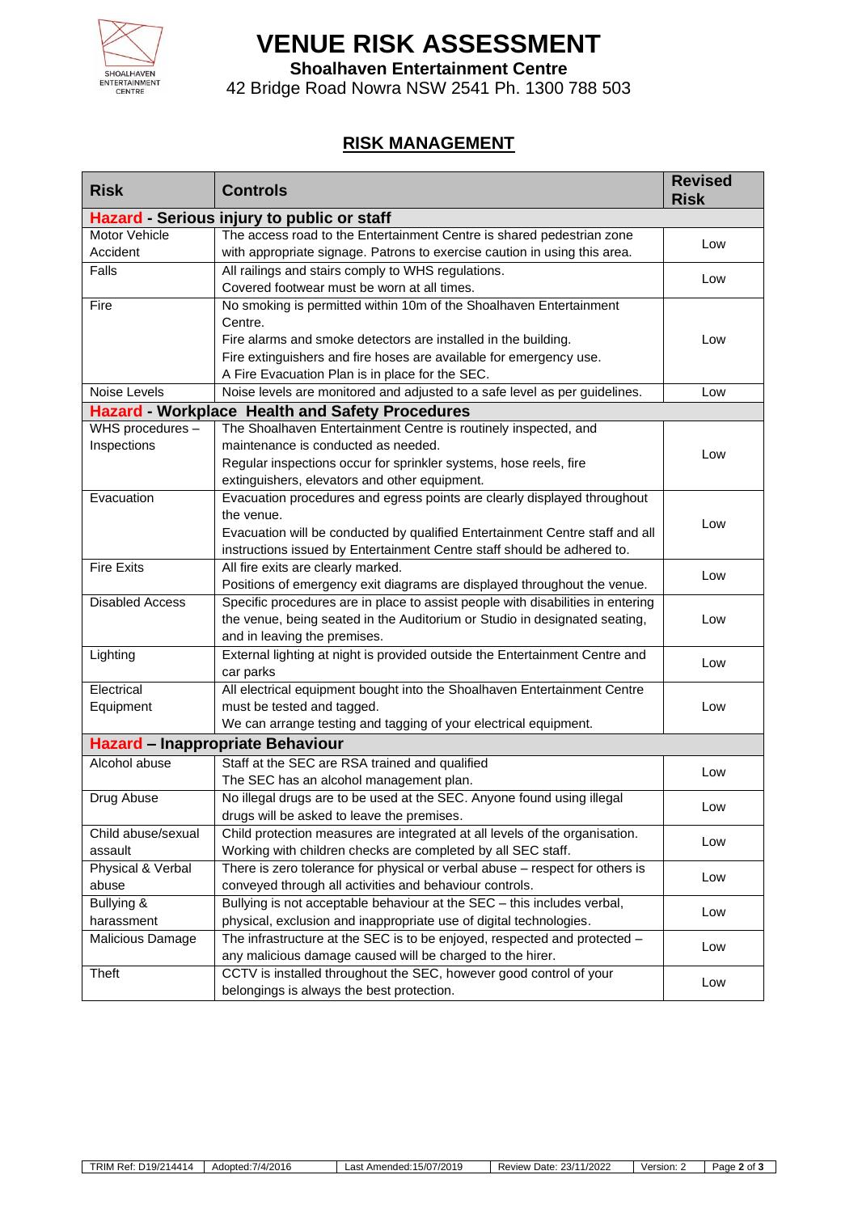# VENUE RISK ASSESSMENT

**Shoalhaven Entertainment Centre**

42 Bridge Road Nowra NSW 2541 Ph. 1300 788 503

## RISK MANAGEMENT

| Risk | Controls | Revised Risk |
|---|---|---|
| **Hazard - Serious injury to public or staff** | | |
| Motor Vehicle Accident | The access road to the Entertainment Centre is shared pedestrian zone with appropriate signage. Patrons to exercise caution in using this area. | Low |
| Falls | All railings and stairs comply to WHS regulations. Covered footwear must be worn at all times. | Low |
| Fire | No smoking is permitted within 10m of the Shoalhaven Entertainment Centre. Fire alarms and smoke detectors are installed in the building. Fire extinguishers and fire hoses are available for emergency use. A Fire Evacuation Plan is in place for the SEC. | Low |
| Noise Levels | Noise levels are monitored and adjusted to a safe level as per guidelines. | Low |
| **Hazard - Workplace Health and Safety Procedures** | | |
| WHS procedures – Inspections | The Shoalhaven Entertainment Centre is routinely inspected, and maintenance is conducted as needed. Regular inspections occur for sprinkler systems, hose reels, fire extinguishers, elevators and other equipment. | Low |
| Evacuation | Evacuation procedures and egress points are clearly displayed throughout the venue. Evacuation will be conducted by qualified Entertainment Centre staff and all instructions issued by Entertainment Centre staff should be adhered to. | Low |
| Fire Exits | All fire exits are clearly marked. Positions of emergency exit diagrams are displayed throughout the venue. | Low |
| Disabled Access | Specific procedures are in place to assist people with disabilities in entering the venue, being seated in the Auditorium or Studio in designated seating, and in leaving the premises. | Low |
| Lighting | External lighting at night is provided outside the Entertainment Centre and car parks | Low |
| Electrical Equipment | All electrical equipment bought into the Shoalhaven Entertainment Centre must be tested and tagged. We can arrange testing and tagging of your electrical equipment. | Low |
| **Hazard – Inappropriate Behaviour** | | |
| Alcohol abuse | Staff at the SEC are RSA trained and qualified The SEC has an alcohol management plan. | Low |
| Drug Abuse | No illegal drugs are to be used at the SEC. Anyone found using illegal drugs will be asked to leave the premises. | Low |
| Child abuse/sexual assault | Child protection measures are integrated at all levels of the organisation. Working with children checks are completed by all SEC staff. | Low |
| Physical & Verbal abuse | There is zero tolerance for physical or verbal abuse – respect for others is conveyed through all activities and behaviour controls. | Low |
| Bullying & harassment | Bullying is not acceptable behaviour at the SEC – this includes verbal, physical, exclusion and inappropriate use of digital technologies. | Low |
| Malicious Damage | The infrastructure at the SEC is to be enjoyed, respected and protected – any malicious damage caused will be charged to the hirer. | Low |
| Theft | CCTV is installed throughout the SEC, however good control of your belongings is always the best protection. | Low |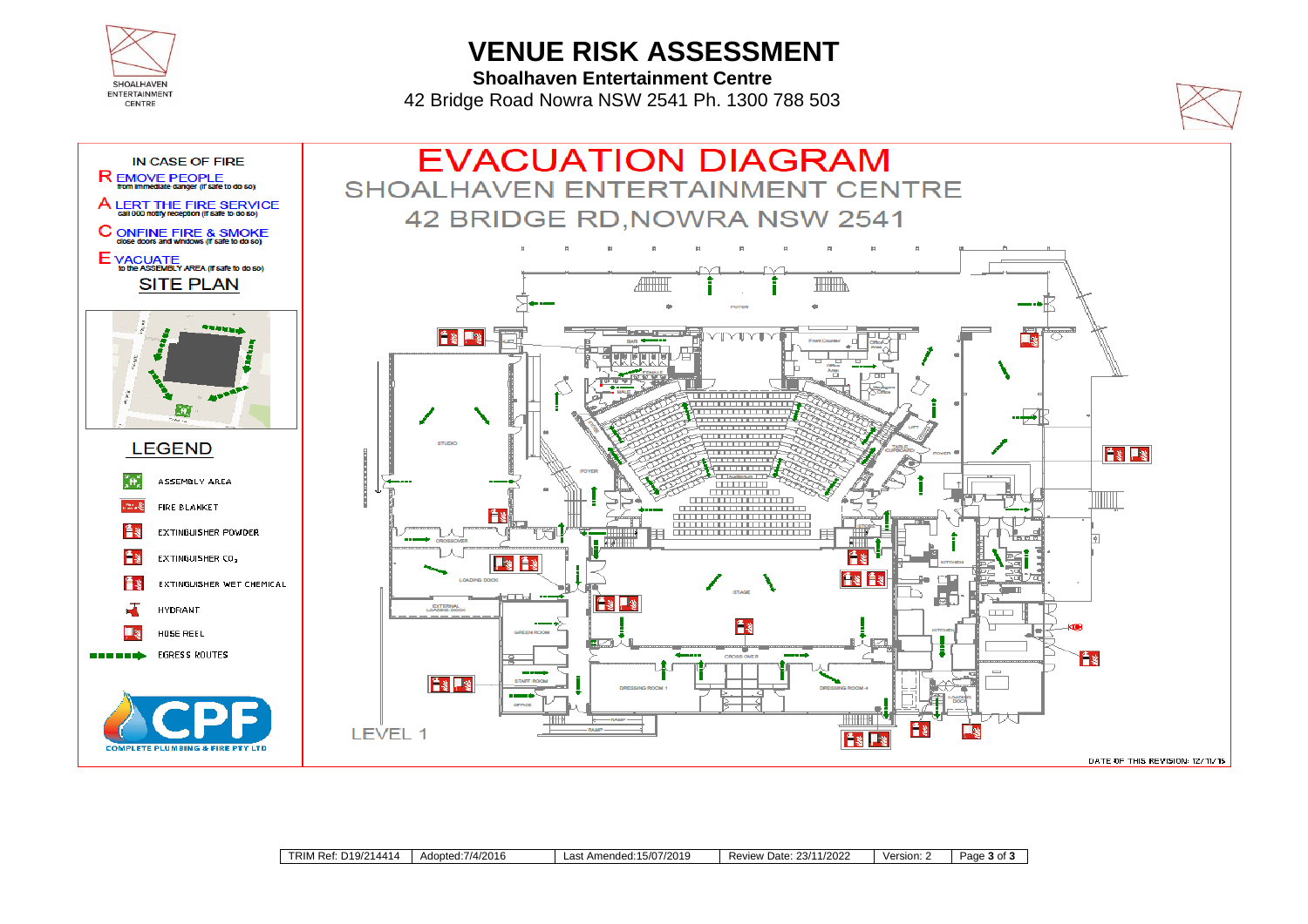# VENUE RISK ASSESSMENT

**Shoalhaven Entertainment Centre**

42 Bridge Road Nowra NSW 2541 Ph. 1300 788 503

## EVACUATION DIAGRAM

SHOALHAVEN ENTERTAINMENT CENTRE

42 BRIDGE RD, NOWRA NSW 2541

IN CASE OF FIRE

**R** EMOVE PEOPLE
from immediate danger (if safe to do so)

**A** LERT THE FIRE SERVICE
call 000 notify reception (if safe to do so)

**C** ONFINE FIRE & SMOKE
close doors and windows (if safe to do so)

**E** VACUATE
to the ASSEMBLY AREA (if safe to do so)

SITE PLAN

LEGEND

- ASSEMBLY AREA
- FIRE BLANKET
- EXTINGUISHER POWDER
- EXTINGUISHER $CO_2$
- EXTINGUISHER WET CHEMICAL
- HYDRANT
- HOSE REEL
- EGRESS ROUTES

COMPLETE PLUMBING & FIRE PTY LTD

FOYER
BAR
FEMALE
MALE
Front Counter
Office
Office Area
STUDIO
FOYER
Auditorium
LIFT
TABLE CUPBOARD
POWER
CROSSOVER
LOADING DOCK
STAGE
KITCHEN
EXTERNAL LOADING DOCK
GREEN ROOM
CROSS OVER
STAFF ROOM
DRESSING ROOM 1
DRESSING ROOM 4
OFFICE
RAMP
LOADING DOCK

LEVEL 1

DATE OF THIS REVISION: 12/11/15

| TRIM Ref: D19/214414 | Adopted:7/4/2016 | Last Amended:15/07/2019 | Review Date: 23/11/2022 | Version: 2 |
|---|---|---|---|---|